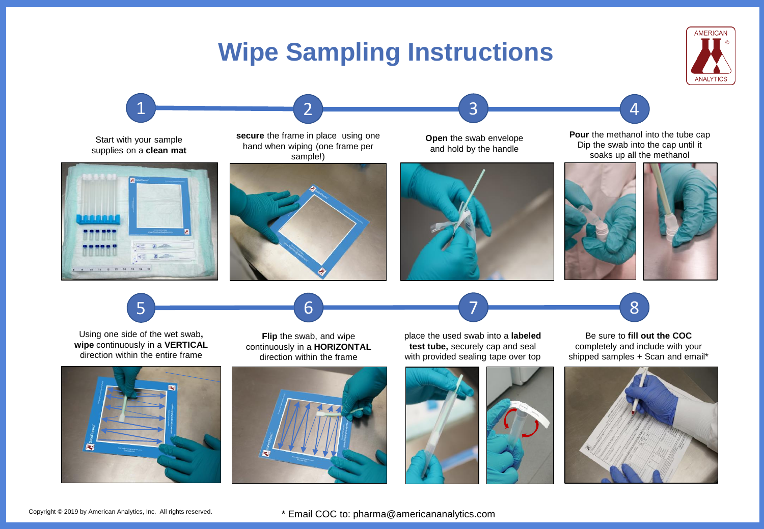# Wipe Sampling Instructions

AMERICAN ANALYTICS

**1**

Start with your sample supplies on a **clean mat**

**2**

**secure** the frame in place using one hand when wiping (one frame per sample!)

**3**

**Open** the swab envelope and hold by the handle

**4**

**Pour** the methanol into the tube cap Dip the swab into the cap until it soaks up all the methanol

**5**

Using one side of the wet swab**, wipe** continuously in a **VERTICAL** direction within the entire frame

**6**

**Flip** the swab, and wipe continuously in a **HORIZONTAL** direction within the frame

**7**

place the used swab into a **labeled test tube,** securely cap and seal with provided sealing tape over top

**8**

Be sure to **fill out the COC** completely and include with your shipped samples + Scan and email*

Copyright © 2019 by American Analytics, Inc. All rights reserved.

* Email COC to: pharma@americananalytics.com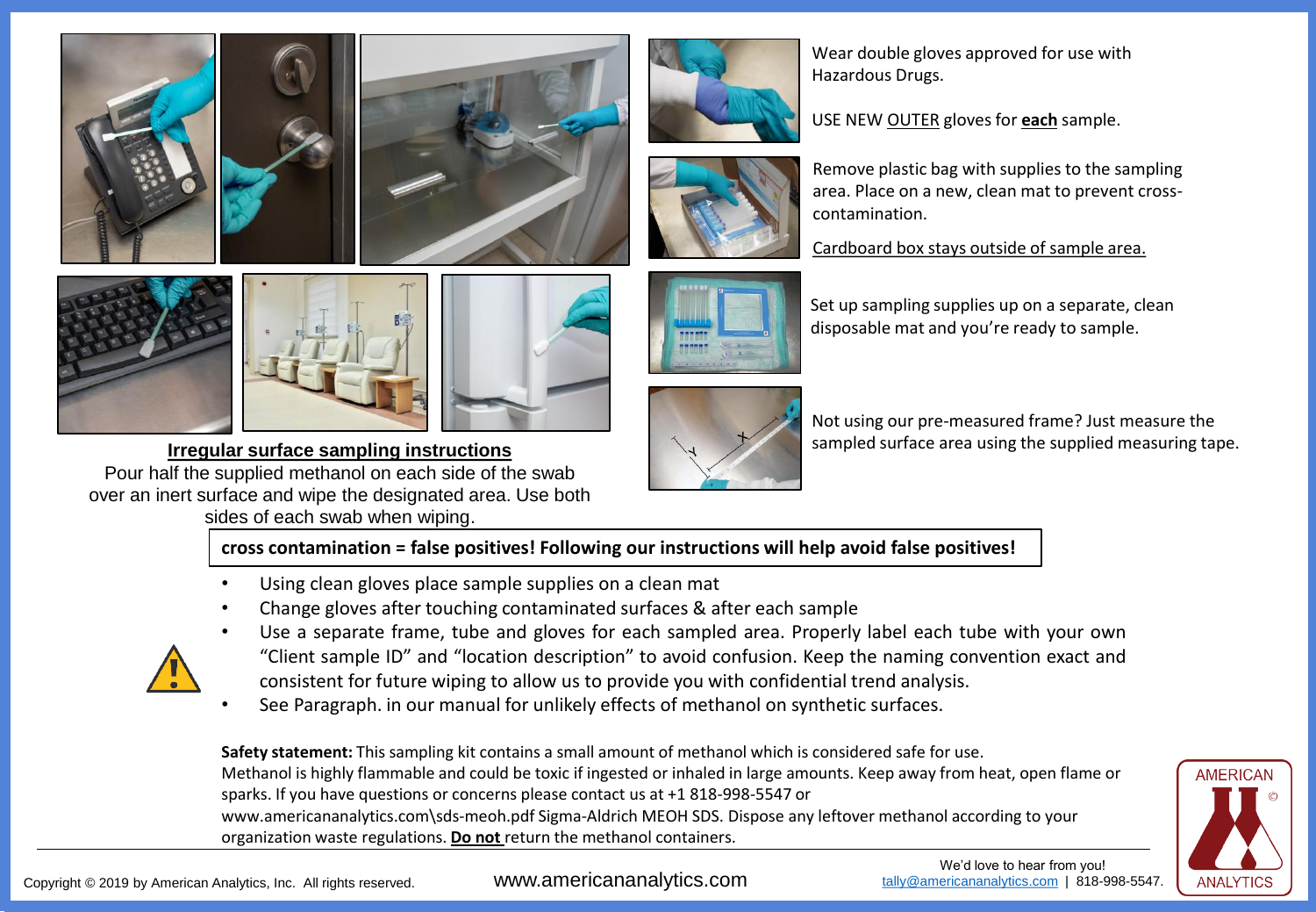Wear double gloves approved for use with Hazardous Drugs.

USE NEW OUTER gloves for **each** sample.

Remove plastic bag with supplies to the sampling area. Place on a new, clean mat to prevent cross-contamination.

Cardboard box stays outside of sample area.

Set up sampling supplies up on a separate, clean disposable mat and you're ready to sample.

Not using our pre-measured frame? Just measure the sampled surface area using the supplied measuring tape.

**Irregular surface sampling instructions**

Pour half the supplied methanol on each side of the swab over an inert surface and wipe the designated area. Use both sides of each swab when wiping.

**cross contamination = false positives! Following our instructions will help avoid false positives!**

- Using clean gloves place sample supplies on a clean mat
- Change gloves after touching contaminated surfaces & after each sample
- Use a separate frame, tube and gloves for each sampled area. Properly label each tube with your own "Client sample ID" and "location description" to avoid confusion. Keep the naming convention exact and consistent for future wiping to allow us to provide you with confidential trend analysis.
- See Paragraph. in our manual for unlikely effects of methanol on synthetic surfaces.

**Safety statement:** This sampling kit contains a small amount of methanol which is considered safe for use. Methanol is highly flammable and could be toxic if ingested or inhaled in large amounts. Keep away from heat, open flame or sparks. If you have questions or concerns please contact us at +1 818-998-5547 or www.americananalytics.com\sds-meoh.pdf Sigma-Aldrich MEOH SDS. Dispose any leftover methanol according to your organization waste regulations. **Do not** return the methanol containers.

Copyright © 2019 by American Analytics, Inc. All rights reserved.

www.americananalytics.com

We'd love to hear from you!
tally@americananalytics.com | 818-998-5547.

AMERICAN © ANALYTICS